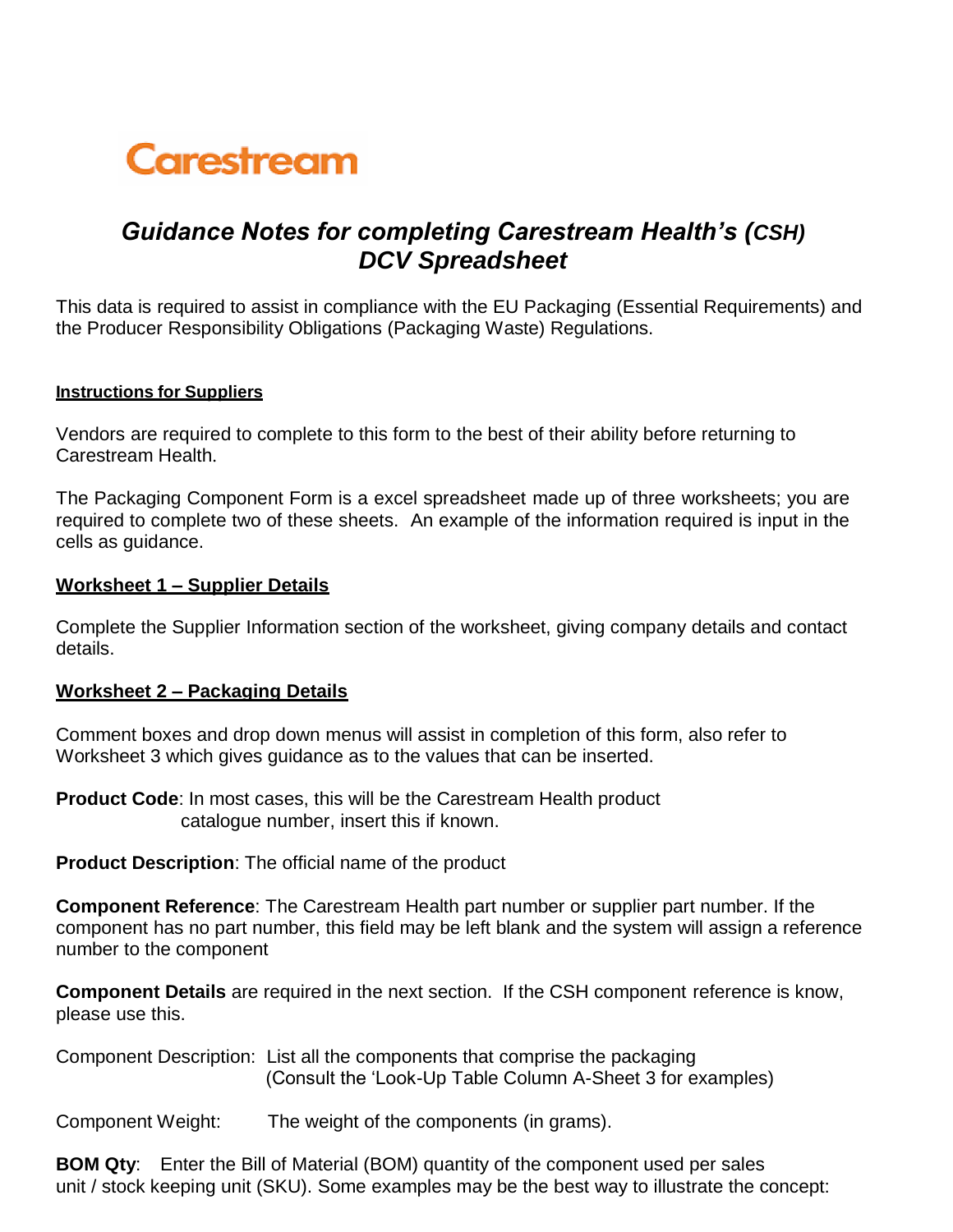Carestream

# *Guidance Notes for completing Carestream Health's (CSH) DCV Spreadsheet*

This data is required to assist in compliance with the EU Packaging (Essential Requirements) and the Producer Responsibility Obligations (Packaging Waste) Regulations.

**Instructions for Suppliers**

Vendors are required to complete to this form to the best of their ability before returning to Carestream Health.

The Packaging Component Form is a excel spreadsheet made up of three worksheets; you are required to complete two of these sheets. An example of the information required is input in the cells as guidance.

## Worksheet 1 – Supplier Details

Complete the Supplier Information section of the worksheet, giving company details and contact details.

## Worksheet 2 – Packaging Details

Comment boxes and drop down menus will assist in completion of this form, also refer to Worksheet 3 which gives guidance as to the values that can be inserted.

**Product Code**: In most cases, this will be the Carestream Health product catalogue number, insert this if known.

**Product Description**: The official name of the product

**Component Reference**: The Carestream Health part number or supplier part number. If the component has no part number, this field may be left blank and the system will assign a reference number to the component

**Component Details** are required in the next section. If the CSH component reference is know, please use this.

Component Description: List all the components that comprise the packaging (Consult the 'Look-Up Table Column A-Sheet 3 for examples)

Component Weight: The weight of the components (in grams).

**BOM Qty**: Enter the Bill of Material (BOM) quantity of the component used per sales unit / stock keeping unit (SKU). Some examples may be the best way to illustrate the concept: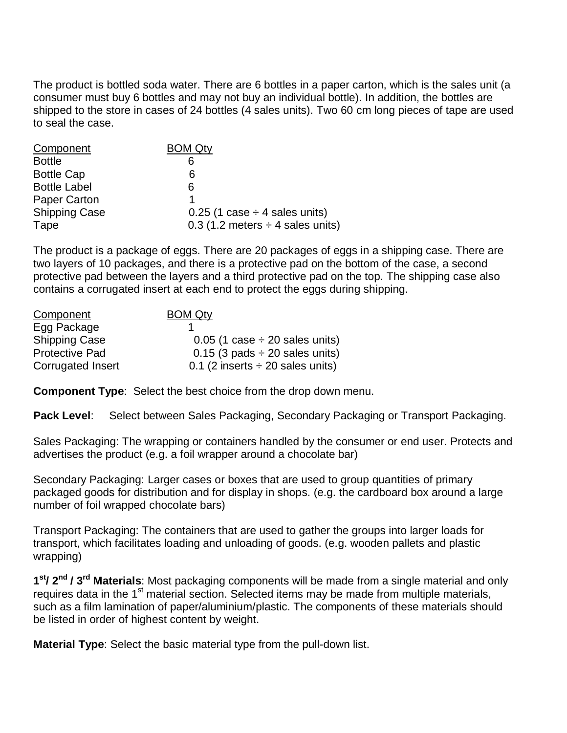The product is bottled soda water. There are 6 bottles in a paper carton, which is the sales unit (a consumer must buy 6 bottles and may not buy an individual bottle). In addition, the bottles are shipped to the store in cases of 24 bottles (4 sales units). Two 60 cm long pieces of tape are used to seal the case.

| Component | BOM Qty |
|---|---|
| Bottle | 6 |
| Bottle Cap | 6 |
| Bottle Label | 6 |
| Paper Carton | 1 |
| Shipping Case | 0.25 (1 case ÷ 4 sales units) |
| Tape | 0.3 (1.2 meters ÷ 4 sales units) |

The product is a package of eggs. There are 20 packages of eggs in a shipping case. There are two layers of 10 packages, and there is a protective pad on the bottom of the case, a second protective pad between the layers and a third protective pad on the top. The shipping case also contains a corrugated insert at each end to protect the eggs during shipping.

| Component | BOM Qty |
|---|---|
| Egg Package | 1 |
| Shipping Case | 0.05 (1 case ÷ 20 sales units) |
| Protective Pad | 0.15 (3 pads ÷ 20 sales units) |
| Corrugated Insert | 0.1 (2 inserts ÷ 20 sales units) |

**Component Type**: Select the best choice from the drop down menu.

**Pack Level**: Select between Sales Packaging, Secondary Packaging or Transport Packaging.

Sales Packaging: The wrapping or containers handled by the consumer or end user. Protects and advertises the product (e.g. a foil wrapper around a chocolate bar)

Secondary Packaging: Larger cases or boxes that are used to group quantities of primary packaged goods for distribution and for display in shops. (e.g. the cardboard box around a large number of foil wrapped chocolate bars)

Transport Packaging: The containers that are used to gather the groups into larger loads for transport, which facilitates loading and unloading of goods. (e.g. wooden pallets and plastic wrapping)

**1st/ 2nd / 3rd Materials**: Most packaging components will be made from a single material and only requires data in the 1st material section. Selected items may be made from multiple materials, such as a film lamination of paper/aluminium/plastic. The components of these materials should be listed in order of highest content by weight.

**Material Type**: Select the basic material type from the pull-down list.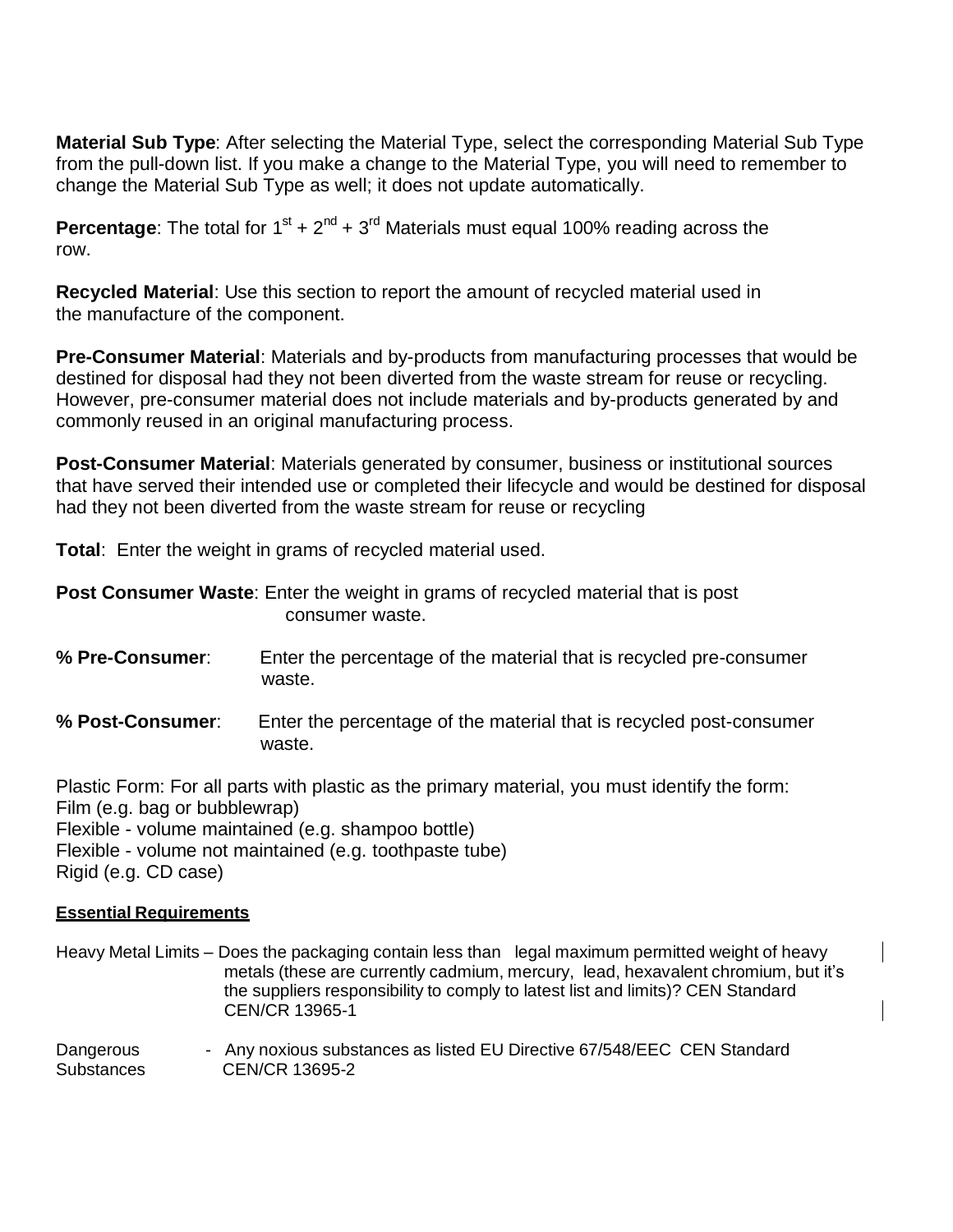**Material Sub Type**: After selecting the Material Type, select the corresponding Material Sub Type from the pull-down list. If you make a change to the Material Type, you will need to remember to change the Material Sub Type as well; it does not update automatically.

**Percentage**: The total for 1st + 2nd + 3rd Materials must equal 100% reading across the row.

**Recycled Material**: Use this section to report the amount of recycled material used in the manufacture of the component.

**Pre-Consumer Material**: Materials and by-products from manufacturing processes that would be destined for disposal had they not been diverted from the waste stream for reuse or recycling. However, pre-consumer material does not include materials and by-products generated by and commonly reused in an original manufacturing process.

**Post-Consumer Material**: Materials generated by consumer, business or institutional sources that have served their intended use or completed their lifecycle and would be destined for disposal had they not been diverted from the waste stream for reuse or recycling

**Total**: Enter the weight in grams of recycled material used.

**Post Consumer Waste**: Enter the weight in grams of recycled material that is post consumer waste.

**% Pre-Consumer**: Enter the percentage of the material that is recycled pre-consumer waste.

**% Post-Consumer**: Enter the percentage of the material that is recycled post-consumer waste.

Plastic Form: For all parts with plastic as the primary material, you must identify the form:
Film (e.g. bag or bubblewrap)
Flexible - volume maintained (e.g. shampoo bottle)
Flexible - volume not maintained (e.g. toothpaste tube)
Rigid (e.g. CD case)

**Essential Requirements**

Heavy Metal Limits – Does the packaging contain less than legal maximum permitted weight of heavy metals (these are currently cadmium, mercury, lead, hexavalent chromium, but it's the suppliers responsibility to comply to latest list and limits)? CEN Standard CEN/CR 13965-1

Dangerous Substances - Any noxious substances as listed EU Directive 67/548/EEC CEN Standard CEN/CR 13695-2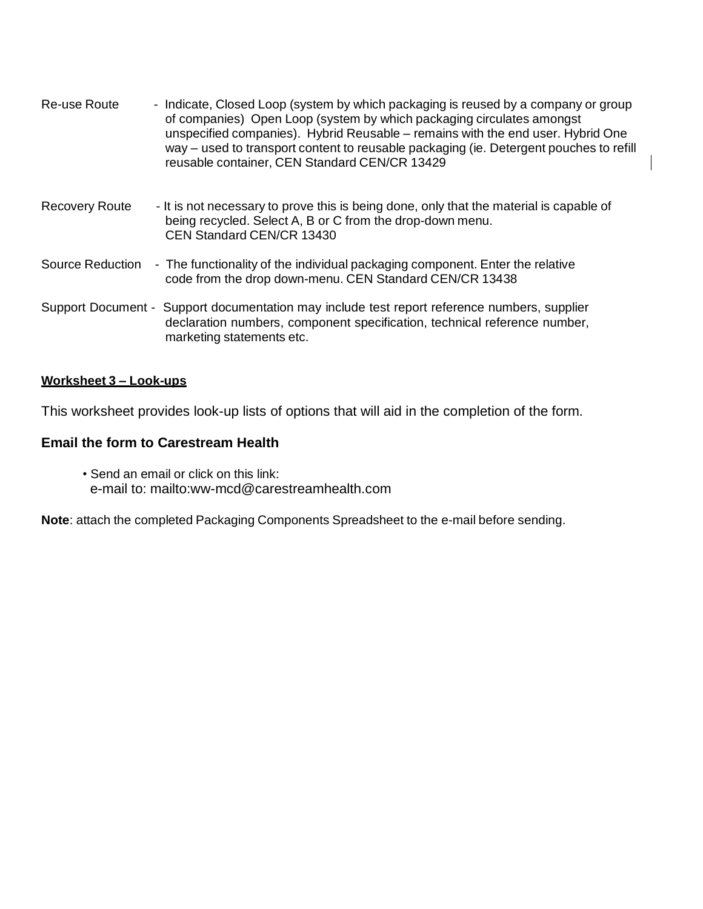Re-use Route - Indicate, Closed Loop (system by which packaging is reused by a company or group of companies) Open Loop (system by which packaging circulates amongst unspecified companies). Hybrid Reusable – remains with the end user. Hybrid One way – used to transport content to reusable packaging (ie. Detergent pouches to refill reusable container, CEN Standard CEN/CR 13429

Recovery Route - It is not necessary to prove this is being done, only that the material is capable of being recycled. Select A, B or C from the drop-down menu. CEN Standard CEN/CR 13430

Source Reduction - The functionality of the individual packaging component. Enter the relative code from the drop down-menu. CEN Standard CEN/CR 13438

Support Document - Support documentation may include test report reference numbers, supplier declaration numbers, component specification, technical reference number, marketing statements etc.

**Worksheet 3 – Look-ups**

This worksheet provides look-up lists of options that will aid in the completion of the form.

### Email the form to Carestream Health

- Send an email or click on this link:
  e-mail to: mailto:ww-mcd@carestreamhealth.com

**Note**: attach the completed Packaging Components Spreadsheet to the e-mail before sending.